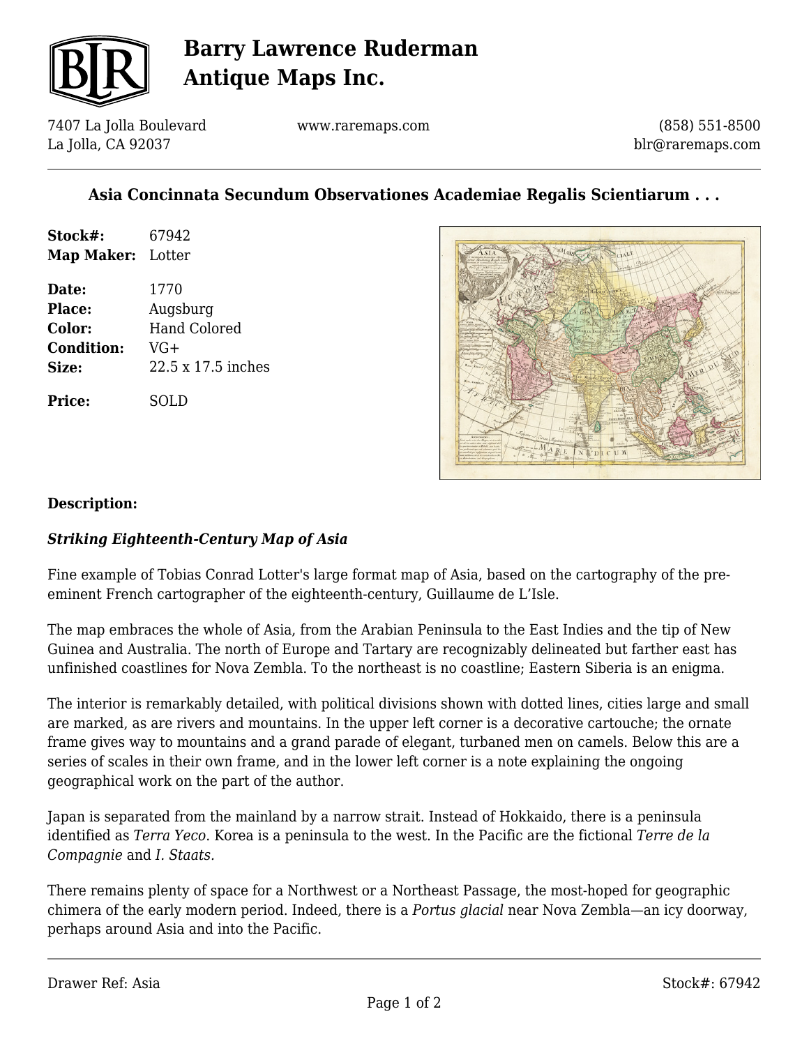# Barry Lawrence Ruderman Antique Maps Inc.

7407 La Jolla Boulevard
La Jolla, CA 92037

www.raremaps.com

(858) 551-8500
blr@raremaps.com

## Asia Concinnata Secundum Observationes Academiae Regalis Scientiarum . . .

**Stock#:** 67942
**Map Maker:** Lotter

**Date:** 1770
**Place:** Augsburg
**Color:** Hand Colored
**Condition:** VG+
**Size:** 22.5 x 17.5 inches

**Price:** SOLD

### Description:

***Striking Eighteenth-Century Map of Asia***

Fine example of Tobias Conrad Lotter's large format map of Asia, based on the cartography of the pre-eminent French cartographer of the eighteenth-century, Guillaume de L'Isle.

The map embraces the whole of Asia, from the Arabian Peninsula to the East Indies and the tip of New Guinea and Australia. The north of Europe and Tartary are recognizably delineated but farther east has unfinished coastlines for Nova Zembla. To the northeast is no coastline; Eastern Siberia is an enigma.

The interior is remarkably detailed, with political divisions shown with dotted lines, cities large and small are marked, as are rivers and mountains. In the upper left corner is a decorative cartouche; the ornate frame gives way to mountains and a grand parade of elegant, turbaned men on camels. Below this are a series of scales in their own frame, and in the lower left corner is a note explaining the ongoing geographical work on the part of the author.

Japan is separated from the mainland by a narrow strait. Instead of Hokkaido, there is a peninsula identified as *Terra Yeco*. Korea is a peninsula to the west. In the Pacific are the fictional *Terre de la Compagnie* and *I. Staats*.

There remains plenty of space for a Northwest or a Northeast Passage, the most-hoped for geographic chimera of the early modern period. Indeed, there is a *Portus glacial* near Nova Zembla—an icy doorway, perhaps around Asia and into the Pacific.

Drawer Ref: Asia

Stock#: 67942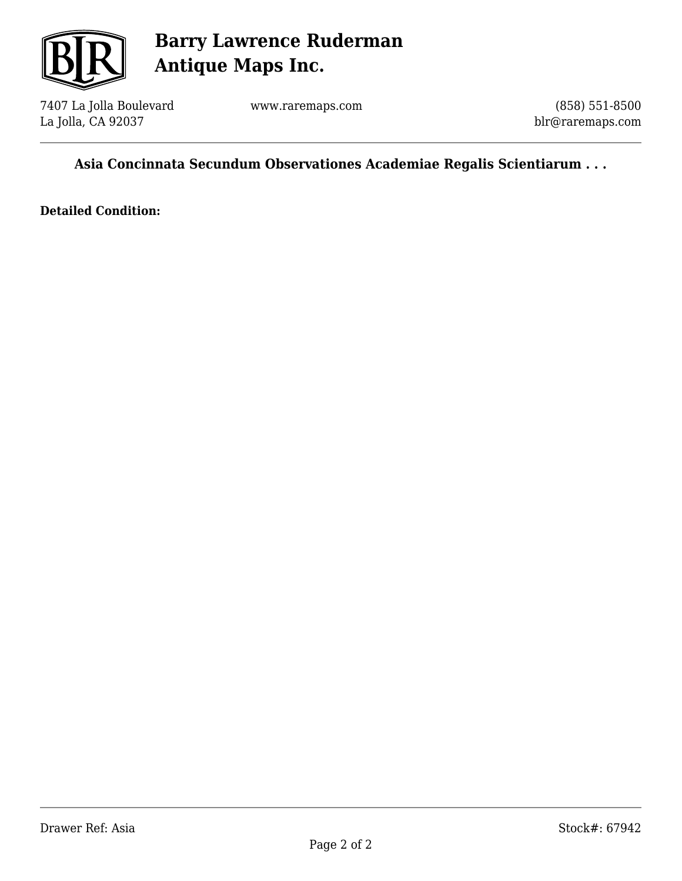**Asia Concinnata Secundum Observationes Academiae Regalis Scientiarum . . .**

**Detailed Condition:**